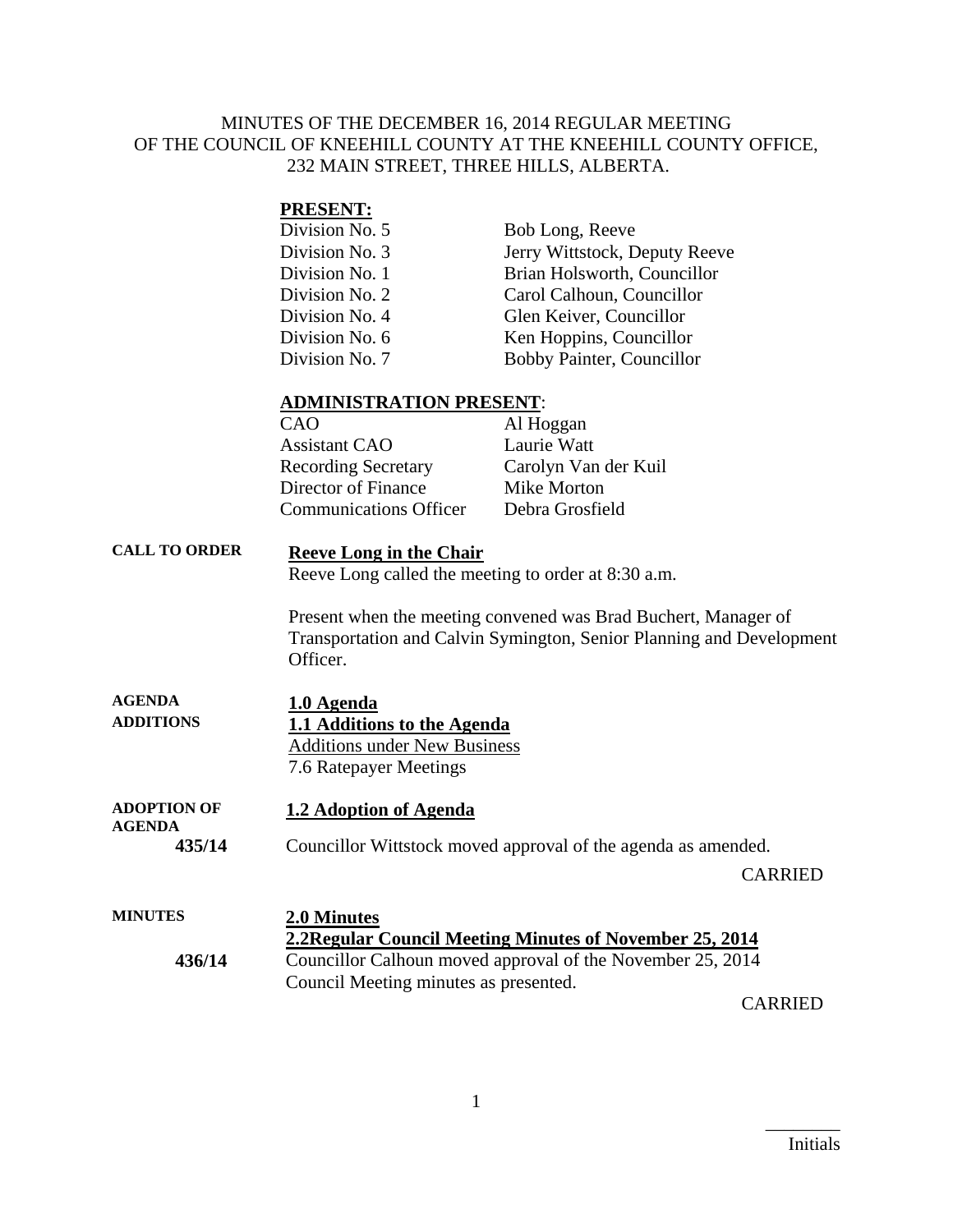MINUTES OF THE DECEMBER 16, 2014 REGULAR MEETING OF THE COUNCIL OF KNEEHILL COUNTY AT THE KNEEHILL COUNTY OFFICE, 232 MAIN STREET, THREE HILLS, ALBERTA.

**PRESENT:**

| | |
|---|---|
| Division No. 5 | Bob Long, Reeve |
| Division No. 3 | Jerry Wittstock, Deputy Reeve |
| Division No. 1 | Brian Holsworth, Councillor |
| Division No. 2 | Carol Calhoun, Councillor |
| Division No. 4 | Glen Keiver, Councillor |
| Division No. 6 | Ken Hoppins, Councillor |
| Division No. 7 | Bobby Painter, Councillor |

**ADMINISTRATION PRESENT**:

| | |
|---|---|
| CAO | Al Hoggan |
| Assistant CAO | Laurie Watt |
| Recording Secretary | Carolyn Van der Kuil |
| Director of Finance | Mike Morton |
| Communications Officer | Debra Grosfield |

**CALL TO ORDER**

**Reeve Long in the Chair**

Reeve Long called the meeting to order at 8:30 a.m.

Present when the meeting convened was Brad Buchert, Manager of Transportation and Calvin Symington, Senior Planning and Development Officer.

**AGENDA ADDITIONS**

**1.0 Agenda**

**1.1 Additions to the Agenda**

Additions under New Business

7.6 Ratepayer Meetings

**ADOPTION OF AGENDA**

**1.2 Adoption of Agenda**

**435/14** Councillor Wittstock moved approval of the agenda as amended.

CARRIED

**MINUTES**

**2.0 Minutes**

**2.2Regular Council Meeting Minutes of November 25, 2014**

**436/14** Councillor Calhoun moved approval of the November 25, 2014 Council Meeting minutes as presented.

CARRIED

________
Initials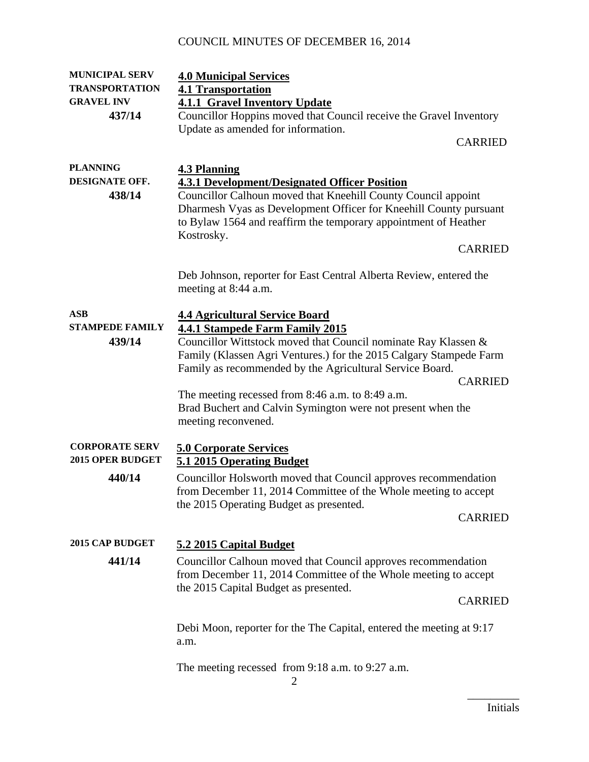COUNCIL MINUTES OF DECEMBER 16, 2014

**MUNICIPAL SERV**
**TRANSPORTATION**
**GRAVEL INV**
**437/14**

## 4.0 Municipal Services

### 4.1 Transportation

#### 4.1.1 Gravel Inventory Update

Councillor Hoppins moved that Council receive the Gravel Inventory Update as amended for information.

CARRIED

**PLANNING**
**DESIGNATE OFF.**
**438/14**

### 4.3 Planning

#### 4.3.1 Development/Designated Officer Position

Councillor Calhoun moved that Kneehill County Council appoint Dharmesh Vyas as Development Officer for Kneehill County pursuant to Bylaw 1564 and reaffirm the temporary appointment of Heather Kostrosky.

CARRIED

Deb Johnson, reporter for East Central Alberta Review, entered the meeting at 8:44 a.m.

**ASB**
**STAMPEDE FAMILY**
**439/14**

### 4.4 Agricultural Service Board

#### 4.4.1 Stampede Farm Family 2015

Councillor Wittstock moved that Council nominate Ray Klassen & Family (Klassen Agri Ventures.) for the 2015 Calgary Stampede Farm Family as recommended by the Agricultural Service Board.

CARRIED

The meeting recessed from 8:46 a.m. to 8:49 a.m.
Brad Buchert and Calvin Symington were not present when the meeting reconvened.

**CORPORATE SERV**
**2015 OPER BUDGET**
**440/14**

## 5.0 Corporate Services

### 5.1 2015 Operating Budget

Councillor Holsworth moved that Council approves recommendation from December 11, 2014 Committee of the Whole meeting to accept the 2015 Operating Budget as presented.

CARRIED

**2015 CAP BUDGET**
**441/14**

### 5.2 2015 Capital Budget

Councillor Calhoun moved that Council approves recommendation from December 11, 2014 Committee of the Whole meeting to accept the 2015 Capital Budget as presented.

CARRIED

Debi Moon, reporter for the The Capital, entered the meeting at 9:17 a.m.

The meeting recessed from 9:18 a.m. to 9:27 a.m.

_________
Initials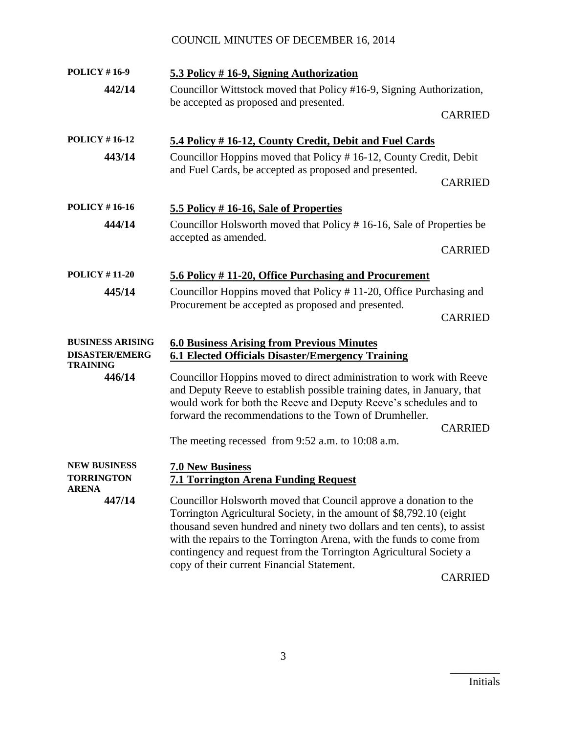COUNCIL MINUTES OF DECEMBER 16, 2014

**POLICY # 16-9** — **5.3 Policy # 16-9, Signing Authorization**

**442/14** Councillor Wittstock moved that Policy #16-9, Signing Authorization, be accepted as proposed and presented.

CARRIED

**POLICY # 16-12** — **5.4 Policy # 16-12, County Credit, Debit and Fuel Cards**

**443/14** Councillor Hoppins moved that Policy # 16-12, County Credit, Debit and Fuel Cards, be accepted as proposed and presented.

CARRIED

**POLICY # 16-16** — **5.5 Policy # 16-16, Sale of Properties**

**444/14** Councillor Holsworth moved that Policy # 16-16, Sale of Properties be accepted as amended.

CARRIED

**POLICY # 11-20** — **5.6 Policy # 11-20, Office Purchasing and Procurement**

**445/14** Councillor Hoppins moved that Policy # 11-20, Office Purchasing and Procurement be accepted as proposed and presented.

CARRIED

**BUSINESS ARISING** — **6.0 Business Arising from Previous Minutes**

**DISASTER/EMERG TRAINING** — **6.1 Elected Officials Disaster/Emergency Training**

**446/14** Councillor Hoppins moved to direct administration to work with Reeve and Deputy Reeve to establish possible training dates, in January, that would work for both the Reeve and Deputy Reeve's schedules and to forward the recommendations to the Town of Drumheller.

CARRIED

The meeting recessed from 9:52 a.m. to 10:08 a.m.

**NEW BUSINESS** — **7.0 New Business**

**TORRINGTON ARENA** — **7.1 Torrington Arena Funding Request**

**447/14** Councillor Holsworth moved that Council approve a donation to the Torrington Agricultural Society, in the amount of $8,792.10 (eight thousand seven hundred and ninety two dollars and ten cents), to assist with the repairs to the Torrington Arena, with the funds to come from contingency and request from the Torrington Agricultural Society a copy of their current Financial Statement.

CARRIED

\_\_\_\_\_\_\_\_\_
Initials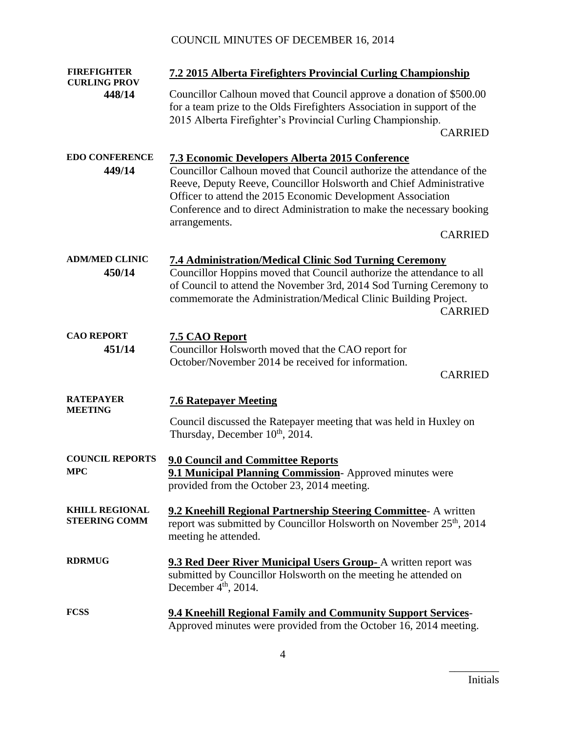**FIRESFIGHTER CURLING PROV**

**448/14**

**7.2 2015 Alberta Firefighters Provincial Curling Championship**

Councillor Calhoun moved that Council approve a donation of $500.00 for a team prize to the Olds Firefighters Association in support of the 2015 Alberta Firefighter's Provincial Curling Championship.

CARRIED

**EDO CONFERENCE**

**449/14**

**7.3 Economic Developers Alberta 2015 Conference**

Councillor Calhoun moved that Council authorize the attendance of the Reeve, Deputy Reeve, Councillor Holsworth and Chief Administrative Officer to attend the 2015 Economic Development Association Conference and to direct Administration to make the necessary booking arrangements.

CARRIED

**ADM/MED CLINIC**

**450/14**

**7.4 Administration/Medical Clinic Sod Turning Ceremony**

Councillor Hoppins moved that Council authorize the attendance to all of Council to attend the November 3rd, 2014 Sod Turning Ceremony to commemorate the Administration/Medical Clinic Building Project.

CARRIED

**CAO REPORT**

**451/14**

**7.5 CAO Report**

Councillor Holsworth moved that the CAO report for October/November 2014 be received for information.

CARRIED

**RATEPAYER MEETING**

**7.6 Ratepayer Meeting**

Council discussed the Ratepayer meeting that was held in Huxley on Thursday, December 10th, 2014.

**COUNCIL REPORTS**

**MPC**

**9.0 Council and Committee Reports**

**9.1 Municipal Planning Commission**- Approved minutes were provided from the October 23, 2014 meeting.

**KHILL REGIONAL STEERING COMM**

**9.2 Kneehill Regional Partnership Steering Committee**- A written report was submitted by Councillor Holsworth on November 25th, 2014 meeting he attended.

**RDRMUG**

**9.3 Red Deer River Municipal Users Group-** A written report was submitted by Councillor Holsworth on the meeting he attended on December 4th, 2014.

**FCSS**

**9.4 Kneehill Regional Family and Community Support Services**- Approved minutes were provided from the October 16, 2014 meeting.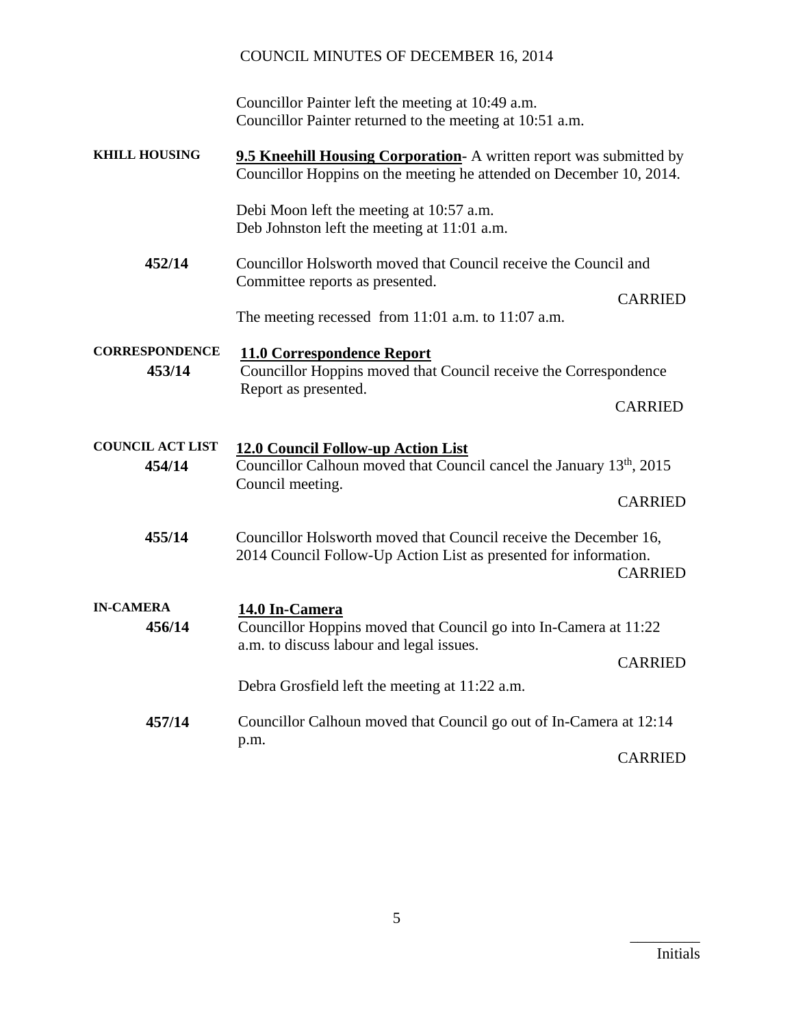Councillor Painter left the meeting at 10:49 a.m.
Councillor Painter returned to the meeting at 10:51 a.m.

**KHILL HOUSING**

**9.5 Kneehill Housing Corporation**- A written report was submitted by Councillor Hoppins on the meeting he attended on December 10, 2014.

Debi Moon left the meeting at 10:57 a.m.
Deb Johnston left the meeting at 11:01 a.m.

**452/14**

Councillor Holsworth moved that Council receive the Council and Committee reports as presented.

CARRIED

The meeting recessed from 11:01 a.m. to 11:07 a.m.

**CORRESPONDENCE**

**11.0 Correspondence Report**

**453/14**

Councillor Hoppins moved that Council receive the Correspondence Report as presented.

CARRIED

**COUNCIL ACT LIST**

**12.0 Council Follow-up Action List**

**454/14**

Councillor Calhoun moved that Council cancel the January 13th, 2015 Council meeting.

CARRIED

**455/14**

Councillor Holsworth moved that Council receive the December 16, 2014 Council Follow-Up Action List as presented for information.

CARRIED

**IN-CAMERA**

**14.0 In-Camera**

**456/14**

Councillor Hoppins moved that Council go into In-Camera at 11:22 a.m. to discuss labour and legal issues.

CARRIED

Debra Grosfield left the meeting at 11:22 a.m.

**457/14**

Councillor Calhoun moved that Council go out of In-Camera at 12:14 p.m.

CARRIED

_________
Initials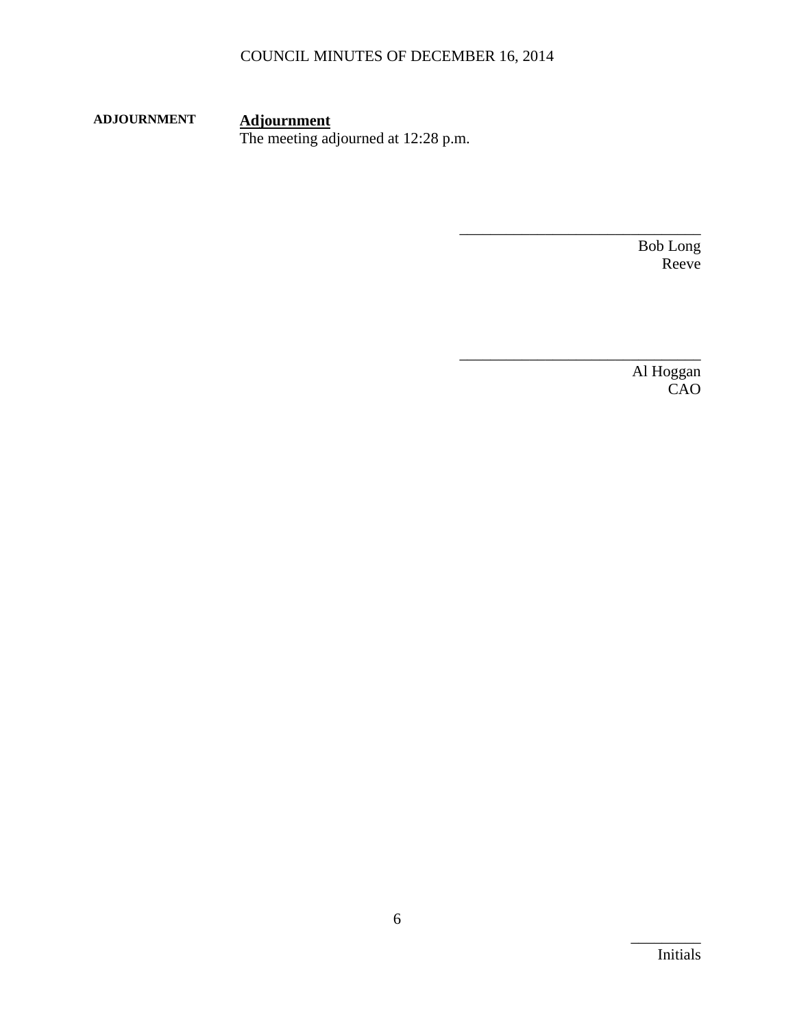**ADJOURNMENT**

## Adjournment

The meeting adjourned at 12:28 p.m.

\_\_\_\_\_\_\_\_\_\_\_\_\_\_\_\_\_\_\_\_\_\_\_\_\_\_\_\_\_\_\_\_
Bob Long
Reeve

\_\_\_\_\_\_\_\_\_\_\_\_\_\_\_\_\_\_\_\_\_\_\_\_\_\_\_\_\_\_\_\_
Al Hoggan
CAO

\_\_\_\_\_\_\_\_\_\_
Initials